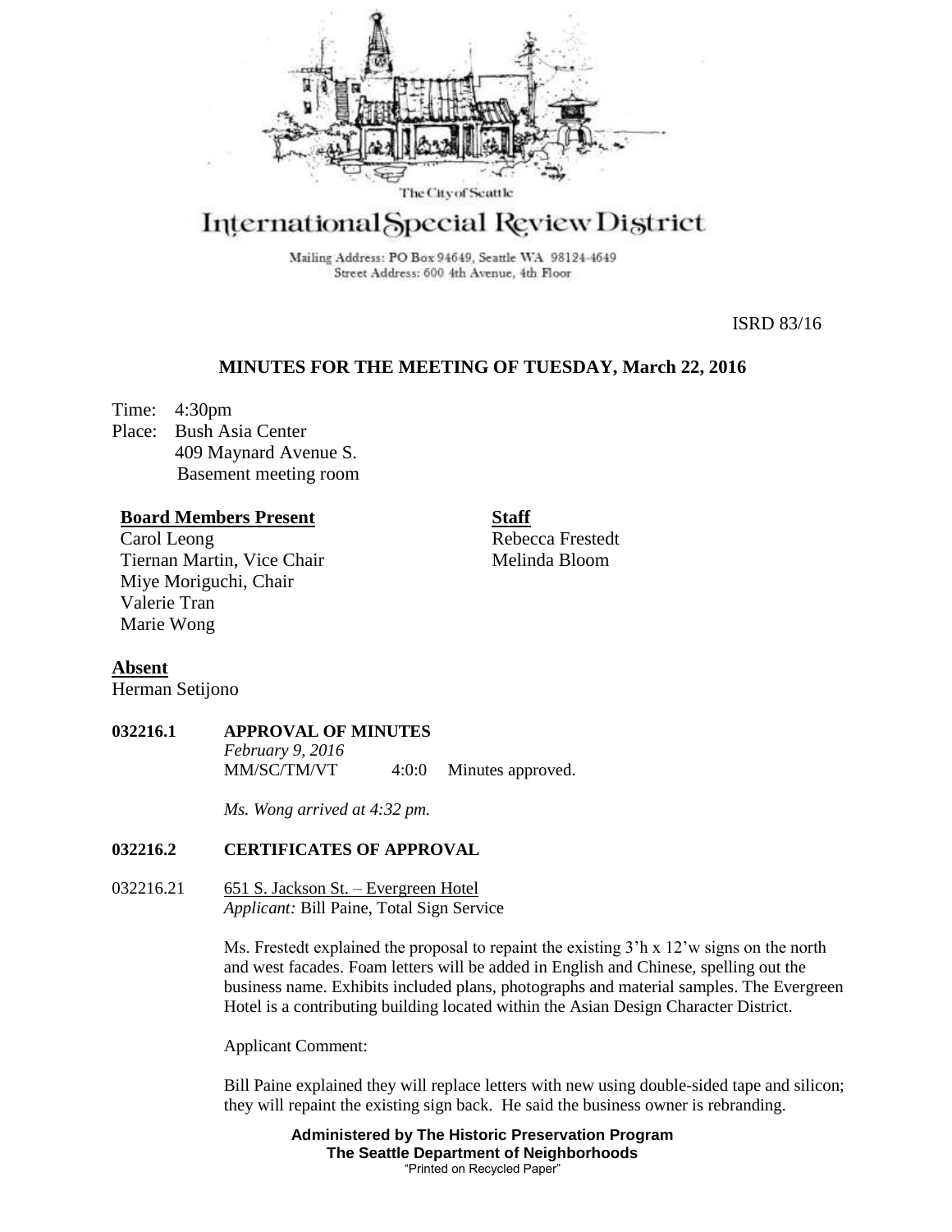The City of Seattle

# International Special Review District

Mailing Address: PO Box 94649, Seattle WA 98124-4649
Street Address: 600 4th Avenue, 4th Floor

ISRD 83/16

## MINUTES FOR THE MEETING OF TUESDAY, March 22, 2016

Time: 4:30pm
Place: Bush Asia Center
409 Maynard Avenue S.
Basement meeting room

**Board Members Present**
Carol Leong
Tiernan Martin, Vice Chair
Miye Moriguchi, Chair
Valerie Tran
Marie Wong

**Staff**
Rebecca Frestedt
Melinda Bloom

**Absent**
Herman Setijono

**032216.1 APPROVAL OF MINUTES**

*February 9, 2016*
MM/SC/TM/VT 4:0:0 Minutes approved.

*Ms. Wong arrived at 4:32 pm.*

**032216.2 CERTIFICATES OF APPROVAL**

032216.21 651 S. Jackson St. – Evergreen Hotel
*Applicant:* Bill Paine, Total Sign Service

Ms. Frestedt explained the proposal to repaint the existing 3'h x 12'w signs on the north and west facades. Foam letters will be added in English and Chinese, spelling out the business name. Exhibits included plans, photographs and material samples. The Evergreen Hotel is a contributing building located within the Asian Design Character District.

Applicant Comment:

Bill Paine explained they will replace letters with new using double-sided tape and silicon; they will repaint the existing sign back. He said the business owner is rebranding.

**Administered by The Historic Preservation Program**
**The Seattle Department of Neighborhoods**
"Printed on Recycled Paper"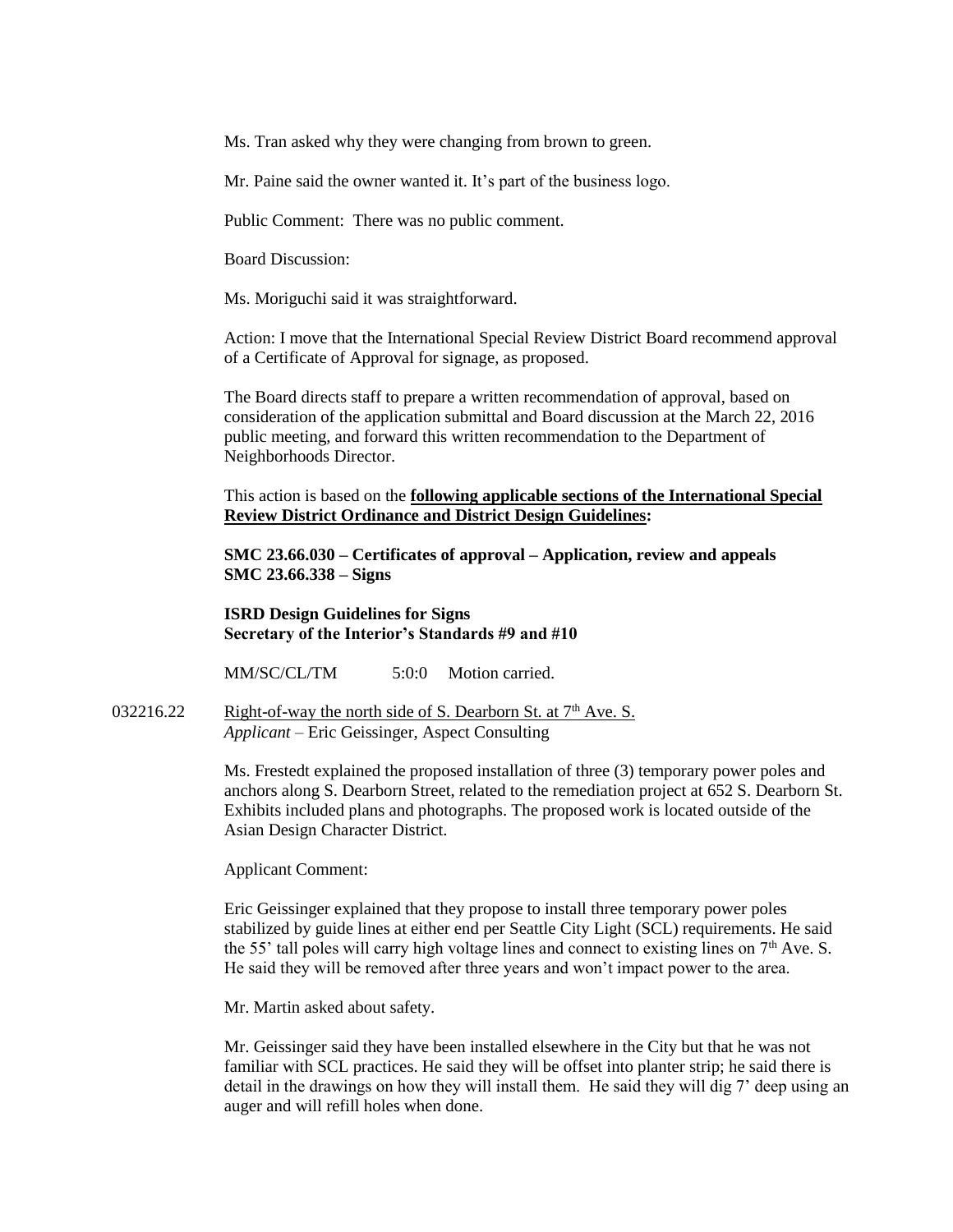Ms. Tran asked why they were changing from brown to green.

Mr. Paine said the owner wanted it. It's part of the business logo.

Public Comment: There was no public comment.

Board Discussion:

Ms. Moriguchi said it was straightforward.

Action: I move that the International Special Review District Board recommend approval of a Certificate of Approval for signage, as proposed.

The Board directs staff to prepare a written recommendation of approval, based on consideration of the application submittal and Board discussion at the March 22, 2016 public meeting, and forward this written recommendation to the Department of Neighborhoods Director.

This action is based on the **following applicable sections of the International Special Review District Ordinance and District Design Guidelines:**

**SMC 23.66.030 – Certificates of approval – Application, review and appeals**
**SMC 23.66.338 – Signs**

**ISRD Design Guidelines for Signs**
**Secretary of the Interior's Standards #9 and #10**

MM/SC/CL/TM 5:0:0 Motion carried.

032216.22 Right-of-way the north side of S. Dearborn St. at 7th Ave. S.
*Applicant* – Eric Geissinger, Aspect Consulting

Ms. Frestedt explained the proposed installation of three (3) temporary power poles and anchors along S. Dearborn Street, related to the remediation project at 652 S. Dearborn St. Exhibits included plans and photographs. The proposed work is located outside of the Asian Design Character District.

Applicant Comment:

Eric Geissinger explained that they propose to install three temporary power poles stabilized by guide lines at either end per Seattle City Light (SCL) requirements. He said the 55' tall poles will carry high voltage lines and connect to existing lines on 7th Ave. S. He said they will be removed after three years and won't impact power to the area.

Mr. Martin asked about safety.

Mr. Geissinger said they have been installed elsewhere in the City but that he was not familiar with SCL practices. He said they will be offset into planter strip; he said there is detail in the drawings on how they will install them. He said they will dig 7' deep using an auger and will refill holes when done.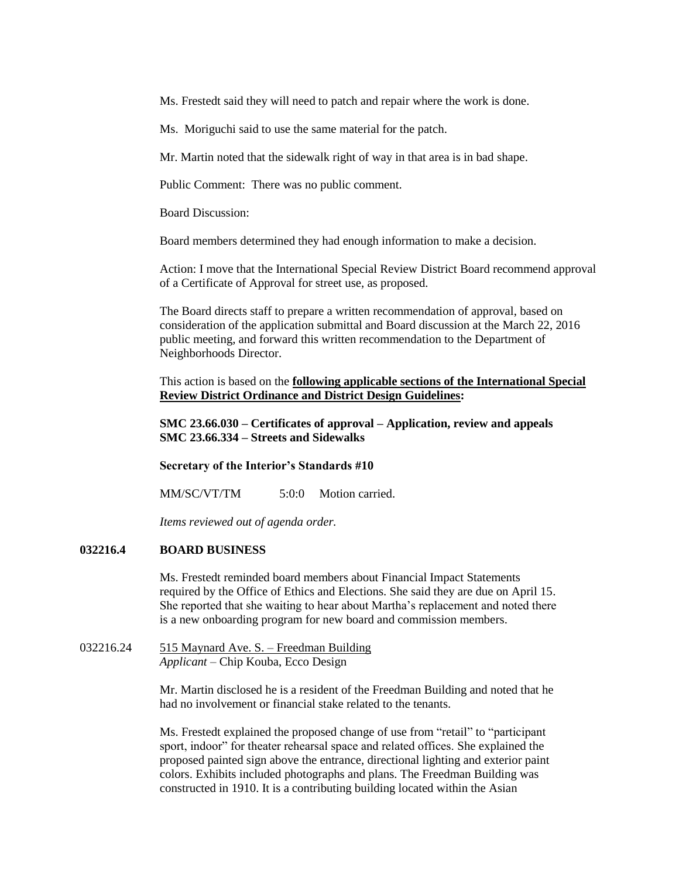Ms. Frestedt said they will need to patch and repair where the work is done.

Ms. Moriguchi said to use the same material for the patch.

Mr. Martin noted that the sidewalk right of way in that area is in bad shape.

Public Comment: There was no public comment.

Board Discussion:

Board members determined they had enough information to make a decision.

Action: I move that the International Special Review District Board recommend approval of a Certificate of Approval for street use, as proposed.

The Board directs staff to prepare a written recommendation of approval, based on consideration of the application submittal and Board discussion at the March 22, 2016 public meeting, and forward this written recommendation to the Department of Neighborhoods Director.

This action is based on the **following applicable sections of the International Special Review District Ordinance and District Design Guidelines:**

**SMC 23.66.030 – Certificates of approval – Application, review and appeals**
**SMC 23.66.334 – Streets and Sidewalks**

**Secretary of the Interior's Standards #10**

MM/SC/VT/TM 5:0:0 Motion carried.

*Items reviewed out of agenda order.*

**032216.4 BOARD BUSINESS**

Ms. Frestedt reminded board members about Financial Impact Statements required by the Office of Ethics and Elections. She said they are due on April 15. She reported that she waiting to hear about Martha's replacement and noted there is a new onboarding program for new board and commission members.

032216.24 515 Maynard Ave. S. – Freedman Building
*Applicant* – Chip Kouba, Ecco Design

Mr. Martin disclosed he is a resident of the Freedman Building and noted that he had no involvement or financial stake related to the tenants.

Ms. Frestedt explained the proposed change of use from "retail" to "participant sport, indoor" for theater rehearsal space and related offices. She explained the proposed painted sign above the entrance, directional lighting and exterior paint colors. Exhibits included photographs and plans. The Freedman Building was constructed in 1910. It is a contributing building located within the Asian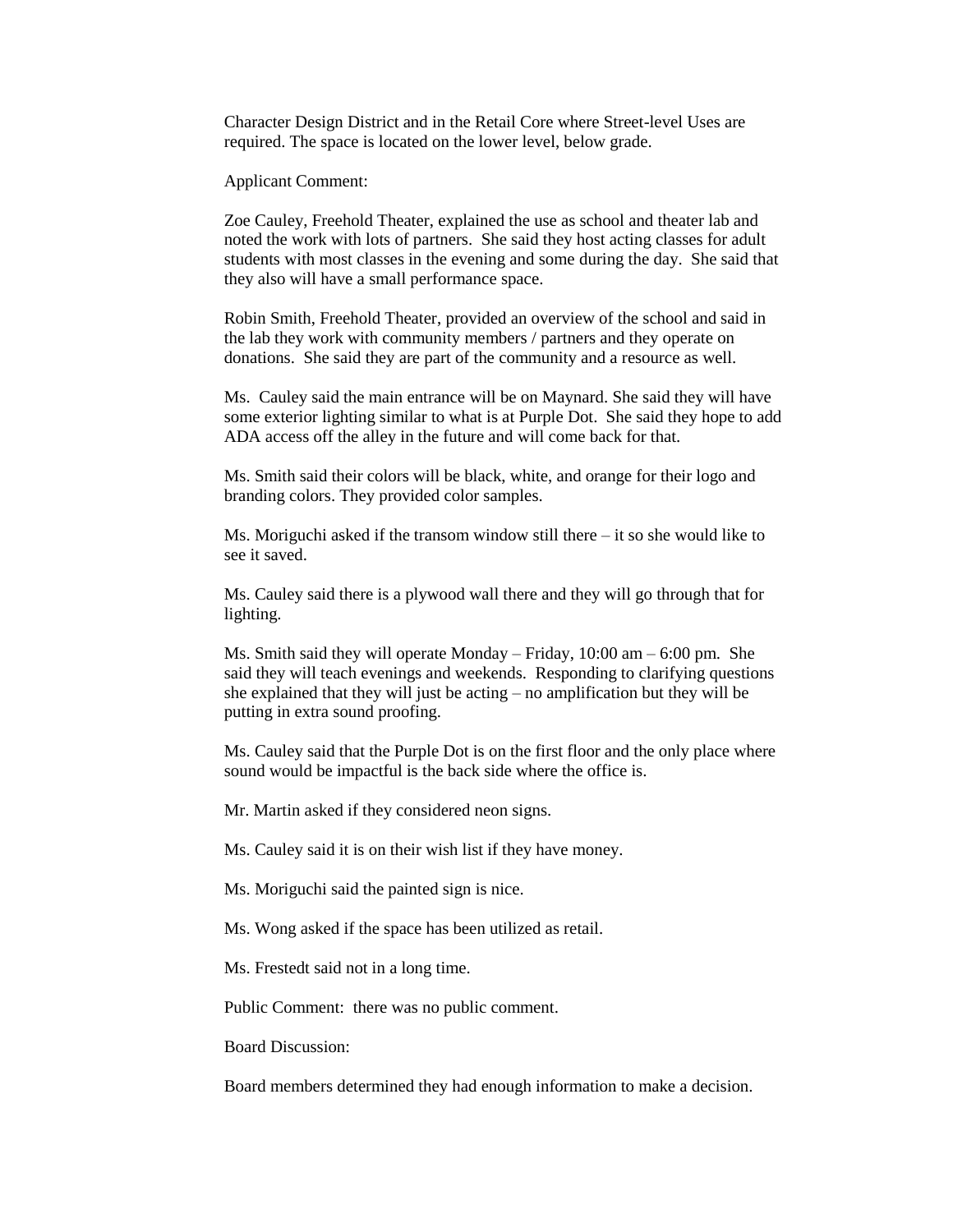Character Design District and in the Retail Core where Street-level Uses are required. The space is located on the lower level, below grade.

Applicant Comment:

Zoe Cauley, Freehold Theater, explained the use as school and theater lab and noted the work with lots of partners. She said they host acting classes for adult students with most classes in the evening and some during the day. She said that they also will have a small performance space.

Robin Smith, Freehold Theater, provided an overview of the school and said in the lab they work with community members / partners and they operate on donations. She said they are part of the community and a resource as well.

Ms. Cauley said the main entrance will be on Maynard. She said they will have some exterior lighting similar to what is at Purple Dot. She said they hope to add ADA access off the alley in the future and will come back for that.

Ms. Smith said their colors will be black, white, and orange for their logo and branding colors. They provided color samples.

Ms. Moriguchi asked if the transom window still there – it so she would like to see it saved.

Ms. Cauley said there is a plywood wall there and they will go through that for lighting.

Ms. Smith said they will operate Monday – Friday, 10:00 am – 6:00 pm. She said they will teach evenings and weekends. Responding to clarifying questions she explained that they will just be acting – no amplification but they will be putting in extra sound proofing.

Ms. Cauley said that the Purple Dot is on the first floor and the only place where sound would be impactful is the back side where the office is.

Mr. Martin asked if they considered neon signs.

Ms. Cauley said it is on their wish list if they have money.

Ms. Moriguchi said the painted sign is nice.

Ms. Wong asked if the space has been utilized as retail.

Ms. Frestedt said not in a long time.

Public Comment: there was no public comment.

Board Discussion:

Board members determined they had enough information to make a decision.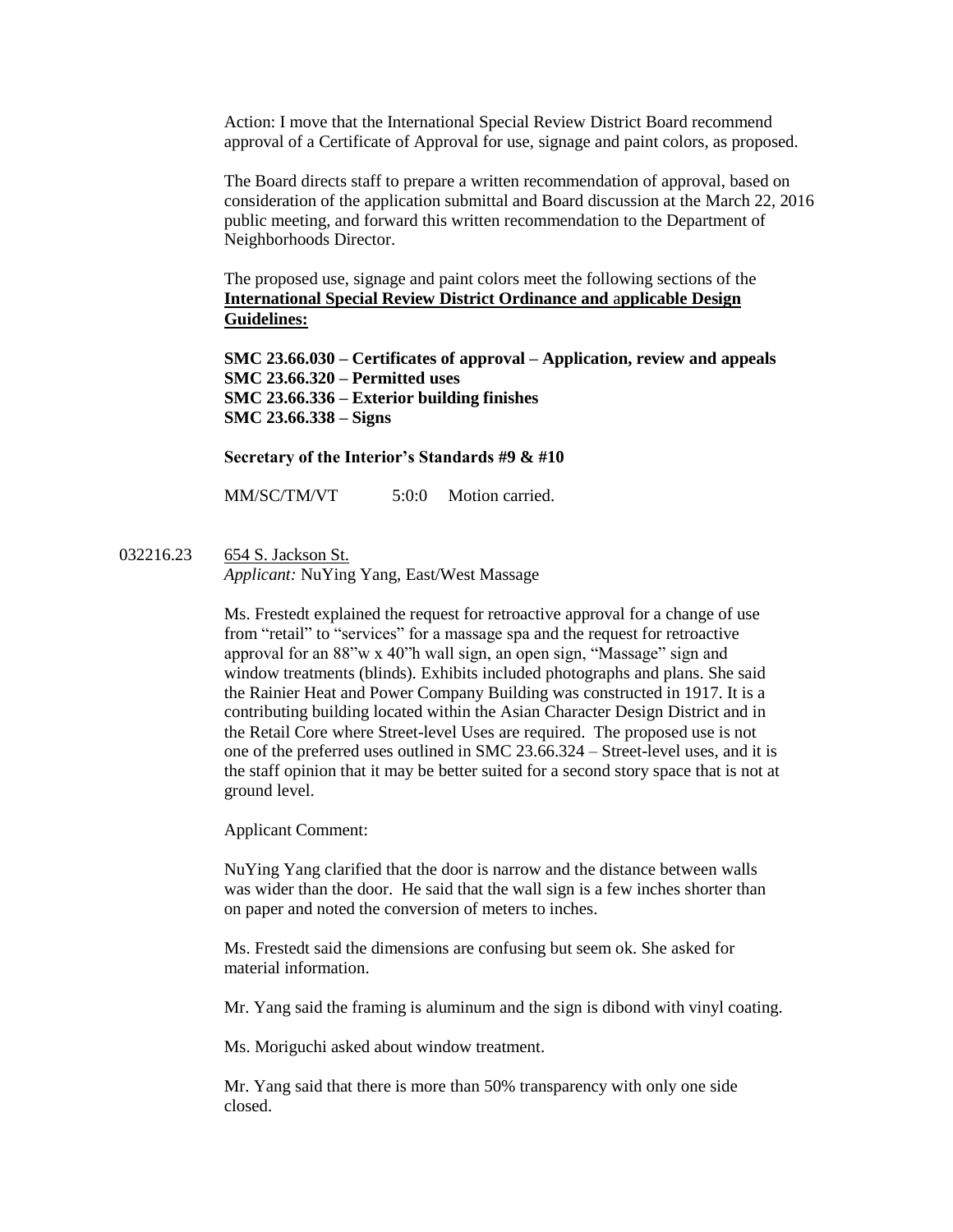Action: I move that the International Special Review District Board recommend approval of a Certificate of Approval for use, signage and paint colors, as proposed.

The Board directs staff to prepare a written recommendation of approval, based on consideration of the application submittal and Board discussion at the March 22, 2016 public meeting, and forward this written recommendation to the Department of Neighborhoods Director.

The proposed use, signage and paint colors meet the following sections of the **International Special Review District Ordinance and applicable Design Guidelines:**

**SMC 23.66.030 – Certificates of approval – Application, review and appeals**
**SMC 23.66.320 – Permitted uses**
**SMC 23.66.336 – Exterior building finishes**
**SMC 23.66.338 – Signs**

**Secretary of the Interior's Standards #9 & #10**

MM/SC/TM/VT 5:0:0 Motion carried.

032216.23 654 S. Jackson St.
*Applicant:* NuYing Yang, East/West Massage

Ms. Frestedt explained the request for retroactive approval for a change of use from "retail" to "services" for a massage spa and the request for retroactive approval for an 88"w x 40"h wall sign, an open sign, "Massage" sign and window treatments (blinds). Exhibits included photographs and plans. She said the Rainier Heat and Power Company Building was constructed in 1917. It is a contributing building located within the Asian Character Design District and in the Retail Core where Street-level Uses are required. The proposed use is not one of the preferred uses outlined in SMC 23.66.324 – Street-level uses, and it is the staff opinion that it may be better suited for a second story space that is not at ground level.

Applicant Comment:

NuYing Yang clarified that the door is narrow and the distance between walls was wider than the door. He said that the wall sign is a few inches shorter than on paper and noted the conversion of meters to inches.

Ms. Frestedt said the dimensions are confusing but seem ok. She asked for material information.

Mr. Yang said the framing is aluminum and the sign is dibond with vinyl coating.

Ms. Moriguchi asked about window treatment.

Mr. Yang said that there is more than 50% transparency with only one side closed.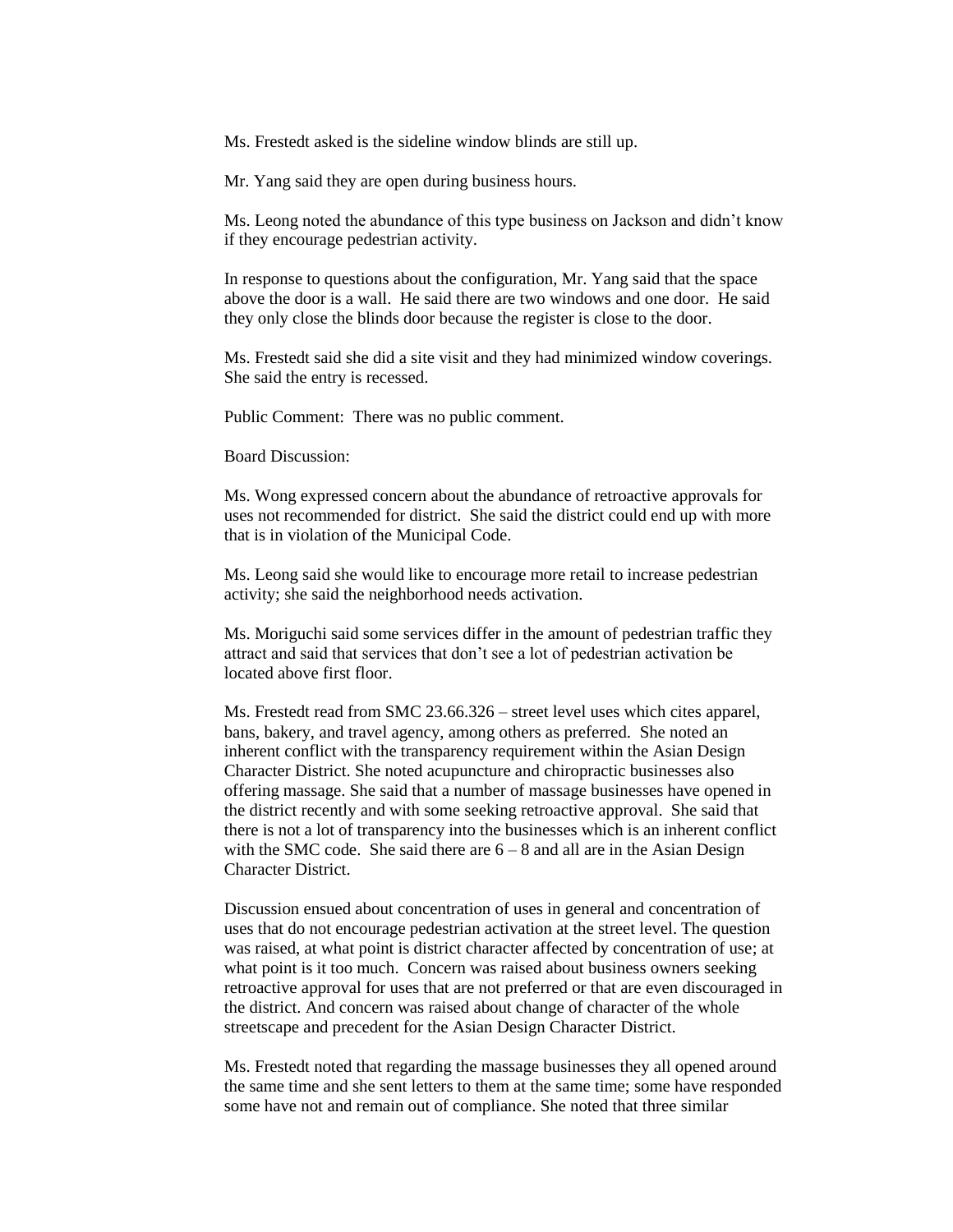Ms. Frestedt asked is the sideline window blinds are still up.

Mr. Yang said they are open during business hours.

Ms. Leong noted the abundance of this type business on Jackson and didn't know if they encourage pedestrian activity.

In response to questions about the configuration, Mr. Yang said that the space above the door is a wall. He said there are two windows and one door. He said they only close the blinds door because the register is close to the door.

Ms. Frestedt said she did a site visit and they had minimized window coverings. She said the entry is recessed.

Public Comment: There was no public comment.

Board Discussion:

Ms. Wong expressed concern about the abundance of retroactive approvals for uses not recommended for district. She said the district could end up with more that is in violation of the Municipal Code.

Ms. Leong said she would like to encourage more retail to increase pedestrian activity; she said the neighborhood needs activation.

Ms. Moriguchi said some services differ in the amount of pedestrian traffic they attract and said that services that don't see a lot of pedestrian activation be located above first floor.

Ms. Frestedt read from SMC 23.66.326 – street level uses which cites apparel, bans, bakery, and travel agency, among others as preferred. She noted an inherent conflict with the transparency requirement within the Asian Design Character District. She noted acupuncture and chiropractic businesses also offering massage. She said that a number of massage businesses have opened in the district recently and with some seeking retroactive approval. She said that there is not a lot of transparency into the businesses which is an inherent conflict with the SMC code. She said there are 6 – 8 and all are in the Asian Design Character District.

Discussion ensued about concentration of uses in general and concentration of uses that do not encourage pedestrian activation at the street level. The question was raised, at what point is district character affected by concentration of use; at what point is it too much. Concern was raised about business owners seeking retroactive approval for uses that are not preferred or that are even discouraged in the district. And concern was raised about change of character of the whole streetscape and precedent for the Asian Design Character District.

Ms. Frestedt noted that regarding the massage businesses they all opened around the same time and she sent letters to them at the same time; some have responded some have not and remain out of compliance. She noted that three similar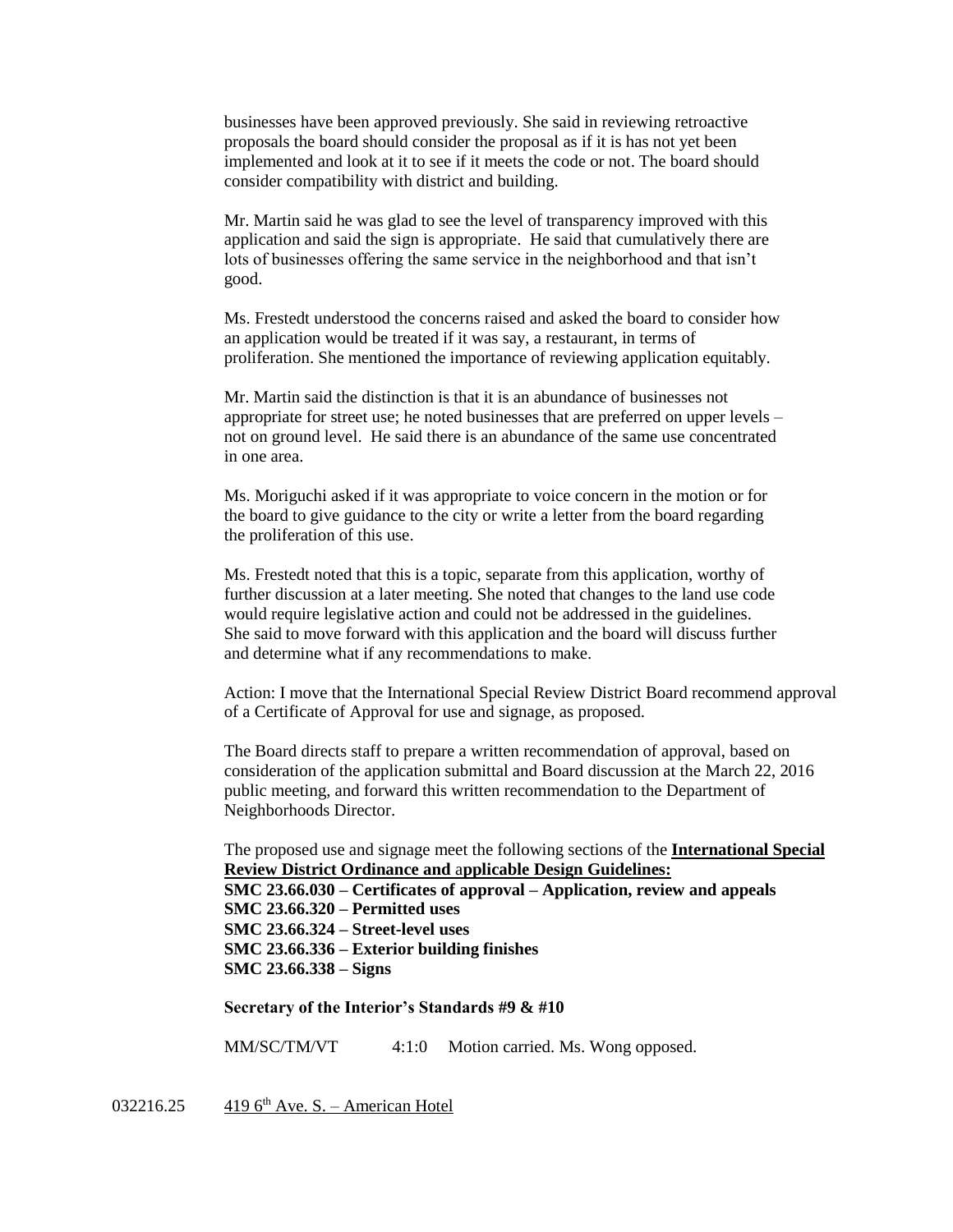businesses have been approved previously. She said in reviewing retroactive proposals the board should consider the proposal as if it is has not yet been implemented and look at it to see if it meets the code or not. The board should consider compatibility with district and building.

Mr. Martin said he was glad to see the level of transparency improved with this application and said the sign is appropriate. He said that cumulatively there are lots of businesses offering the same service in the neighborhood and that isn't good.

Ms. Frestedt understood the concerns raised and asked the board to consider how an application would be treated if it was say, a restaurant, in terms of proliferation. She mentioned the importance of reviewing application equitably.

Mr. Martin said the distinction is that it is an abundance of businesses not appropriate for street use; he noted businesses that are preferred on upper levels – not on ground level. He said there is an abundance of the same use concentrated in one area.

Ms. Moriguchi asked if it was appropriate to voice concern in the motion or for the board to give guidance to the city or write a letter from the board regarding the proliferation of this use.

Ms. Frestedt noted that this is a topic, separate from this application, worthy of further discussion at a later meeting. She noted that changes to the land use code would require legislative action and could not be addressed in the guidelines. She said to move forward with this application and the board will discuss further and determine what if any recommendations to make.

Action: I move that the International Special Review District Board recommend approval of a Certificate of Approval for use and signage, as proposed.

The Board directs staff to prepare a written recommendation of approval, based on consideration of the application submittal and Board discussion at the March 22, 2016 public meeting, and forward this written recommendation to the Department of Neighborhoods Director.

The proposed use and signage meet the following sections of the **International Special Review District Ordinance and applicable Design Guidelines:**
**SMC 23.66.030 – Certificates of approval – Application, review and appeals**
**SMC 23.66.320 – Permitted uses**
**SMC 23.66.324 – Street-level uses**
**SMC 23.66.336 – Exterior building finishes**
**SMC 23.66.338 – Signs**

**Secretary of the Interior's Standards #9 & #10**

MM/SC/TM/VT 4:1:0 Motion carried. Ms. Wong opposed.

032216.25 419 6th Ave. S. – American Hotel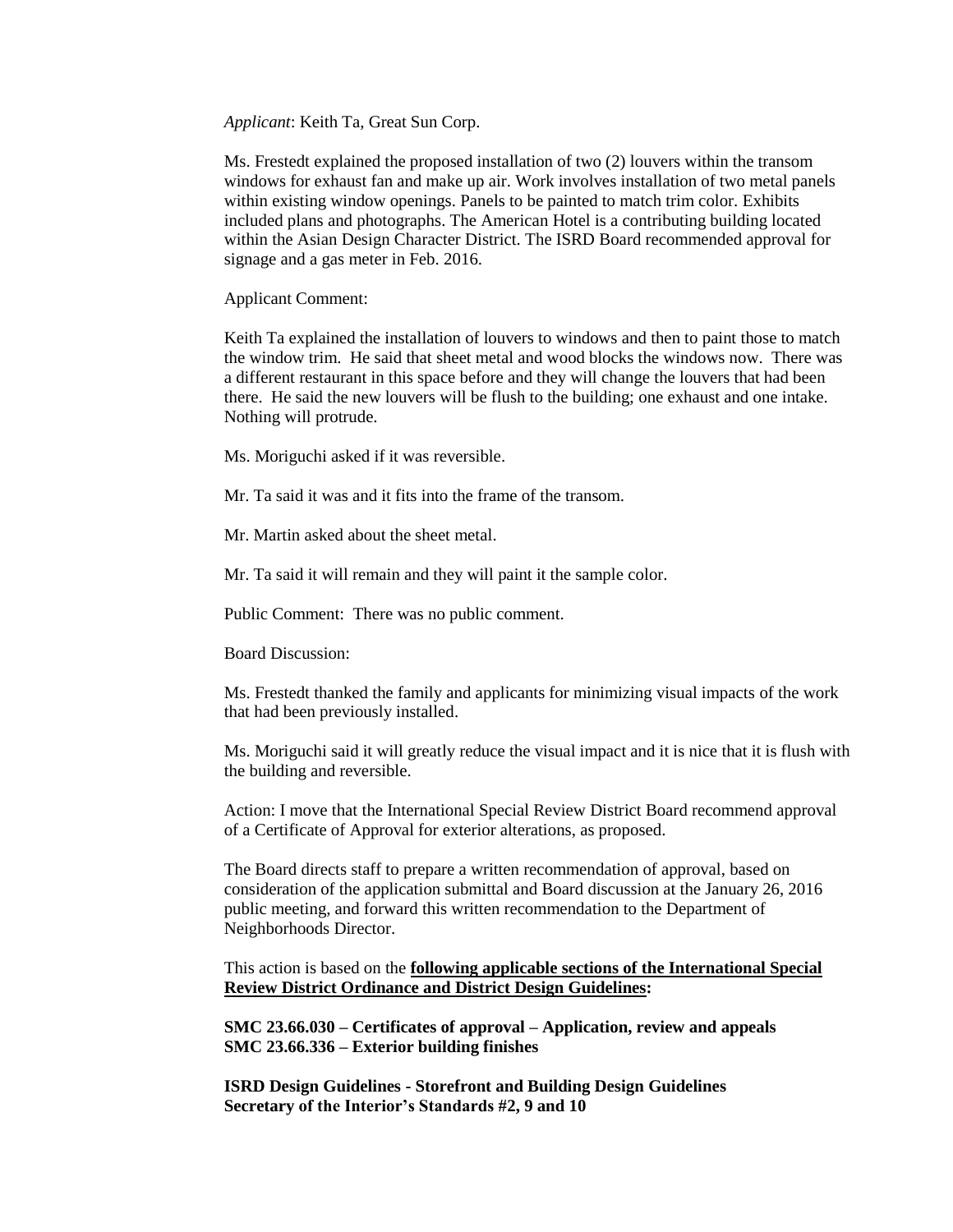*Applicant*: Keith Ta, Great Sun Corp.

Ms. Frestedt explained the proposed installation of two (2) louvers within the transom windows for exhaust fan and make up air. Work involves installation of two metal panels within existing window openings. Panels to be painted to match trim color. Exhibits included plans and photographs. The American Hotel is a contributing building located within the Asian Design Character District. The ISRD Board recommended approval for signage and a gas meter in Feb. 2016.

Applicant Comment:

Keith Ta explained the installation of louvers to windows and then to paint those to match the window trim. He said that sheet metal and wood blocks the windows now. There was a different restaurant in this space before and they will change the louvers that had been there. He said the new louvers will be flush to the building; one exhaust and one intake. Nothing will protrude.

Ms. Moriguchi asked if it was reversible.

Mr. Ta said it was and it fits into the frame of the transom.

Mr. Martin asked about the sheet metal.

Mr. Ta said it will remain and they will paint it the sample color.

Public Comment: There was no public comment.

Board Discussion:

Ms. Frestedt thanked the family and applicants for minimizing visual impacts of the work that had been previously installed.

Ms. Moriguchi said it will greatly reduce the visual impact and it is nice that it is flush with the building and reversible.

Action: I move that the International Special Review District Board recommend approval of a Certificate of Approval for exterior alterations, as proposed.

The Board directs staff to prepare a written recommendation of approval, based on consideration of the application submittal and Board discussion at the January 26, 2016 public meeting, and forward this written recommendation to the Department of Neighborhoods Director.

This action is based on the **following applicable sections of the International Special Review District Ordinance and District Design Guidelines:**

**SMC 23.66.030 – Certificates of approval – Application, review and appeals**
**SMC 23.66.336 – Exterior building finishes**

**ISRD Design Guidelines - Storefront and Building Design Guidelines**
**Secretary of the Interior's Standards #2, 9 and 10**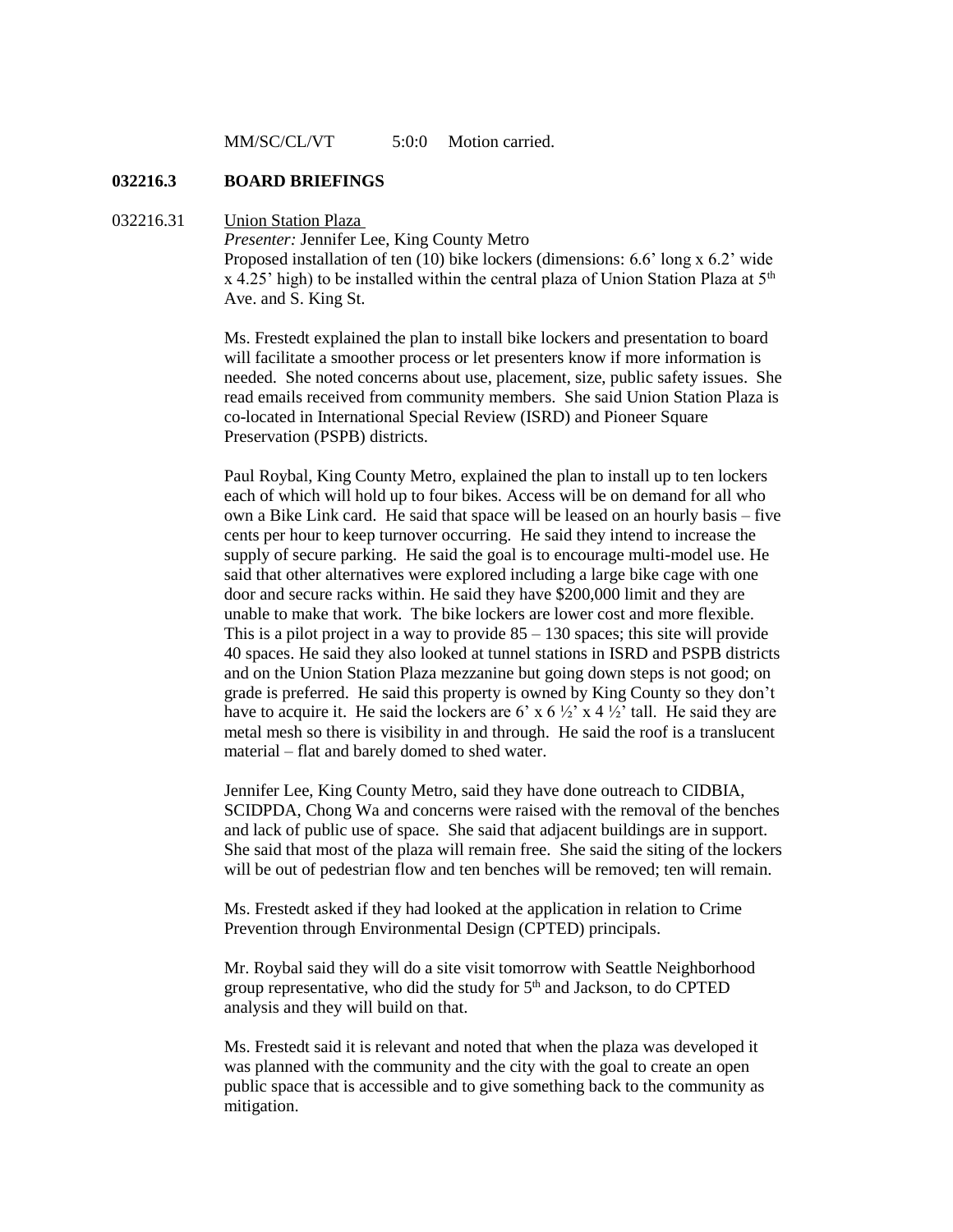MM/SC/CL/VT 5:0:0 Motion carried.

**032216.3 BOARD BRIEFINGS**

032216.31 Union Station Plaza

*Presenter:* Jennifer Lee, King County Metro

Proposed installation of ten (10) bike lockers (dimensions: 6.6' long x 6.2' wide x 4.25' high) to be installed within the central plaza of Union Station Plaza at 5th Ave. and S. King St.

Ms. Frestedt explained the plan to install bike lockers and presentation to board will facilitate a smoother process or let presenters know if more information is needed. She noted concerns about use, placement, size, public safety issues. She read emails received from community members. She said Union Station Plaza is co-located in International Special Review (ISRD) and Pioneer Square Preservation (PSPB) districts.

Paul Roybal, King County Metro, explained the plan to install up to ten lockers each of which will hold up to four bikes. Access will be on demand for all who own a Bike Link card. He said that space will be leased on an hourly basis – five cents per hour to keep turnover occurring. He said they intend to increase the supply of secure parking. He said the goal is to encourage multi-model use. He said that other alternatives were explored including a large bike cage with one door and secure racks within. He said they have $200,000 limit and they are unable to make that work. The bike lockers are lower cost and more flexible. This is a pilot project in a way to provide 85 – 130 spaces; this site will provide 40 spaces. He said they also looked at tunnel stations in ISRD and PSPB districts and on the Union Station Plaza mezzanine but going down steps is not good; on grade is preferred. He said this property is owned by King County so they don't have to acquire it. He said the lockers are 6' x 6 ½' x 4 ½' tall. He said they are metal mesh so there is visibility in and through. He said the roof is a translucent material – flat and barely domed to shed water.

Jennifer Lee, King County Metro, said they have done outreach to CIDBIA, SCIDPDA, Chong Wa and concerns were raised with the removal of the benches and lack of public use of space. She said that adjacent buildings are in support. She said that most of the plaza will remain free. She said the siting of the lockers will be out of pedestrian flow and ten benches will be removed; ten will remain.

Ms. Frestedt asked if they had looked at the application in relation to Crime Prevention through Environmental Design (CPTED) principals.

Mr. Roybal said they will do a site visit tomorrow with Seattle Neighborhood group representative, who did the study for 5th and Jackson, to do CPTED analysis and they will build on that.

Ms. Frestedt said it is relevant and noted that when the plaza was developed it was planned with the community and the city with the goal to create an open public space that is accessible and to give something back to the community as mitigation.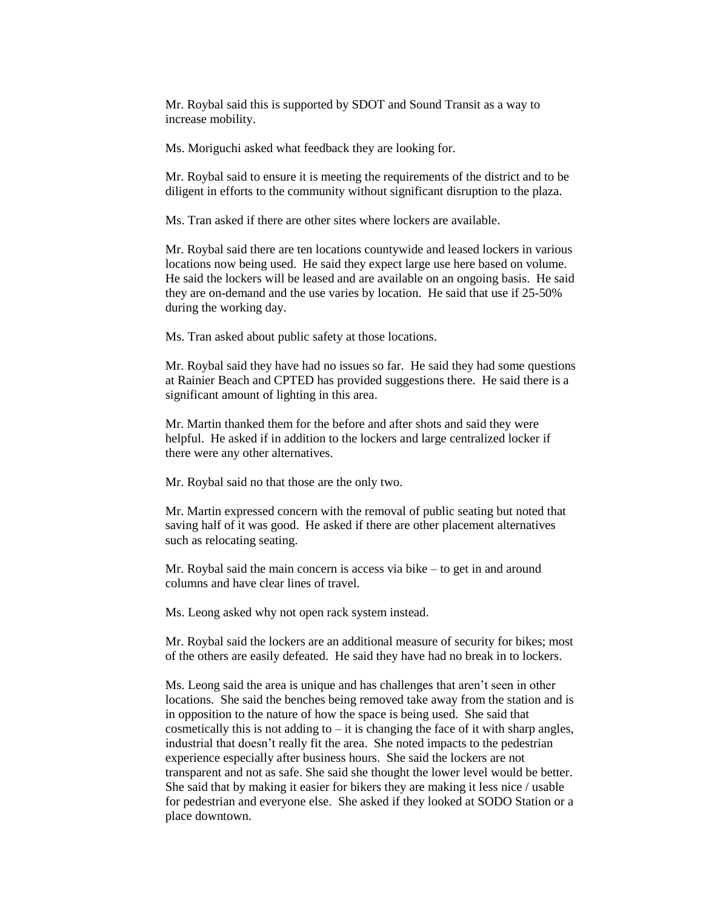Mr. Roybal said this is supported by SDOT and Sound Transit as a way to increase mobility.

Ms. Moriguchi asked what feedback they are looking for.

Mr. Roybal said to ensure it is meeting the requirements of the district and to be diligent in efforts to the community without significant disruption to the plaza.

Ms. Tran asked if there are other sites where lockers are available.

Mr. Roybal said there are ten locations countywide and leased lockers in various locations now being used. He said they expect large use here based on volume. He said the lockers will be leased and are available on an ongoing basis. He said they are on-demand and the use varies by location. He said that use if 25-50% during the working day.

Ms. Tran asked about public safety at those locations.

Mr. Roybal said they have had no issues so far. He said they had some questions at Rainier Beach and CPTED has provided suggestions there. He said there is a significant amount of lighting in this area.

Mr. Martin thanked them for the before and after shots and said they were helpful. He asked if in addition to the lockers and large centralized locker if there were any other alternatives.

Mr. Roybal said no that those are the only two.

Mr. Martin expressed concern with the removal of public seating but noted that saving half of it was good. He asked if there are other placement alternatives such as relocating seating.

Mr. Roybal said the main concern is access via bike – to get in and around columns and have clear lines of travel.

Ms. Leong asked why not open rack system instead.

Mr. Roybal said the lockers are an additional measure of security for bikes; most of the others are easily defeated. He said they have had no break in to lockers.

Ms. Leong said the area is unique and has challenges that aren't seen in other locations. She said the benches being removed take away from the station and is in opposition to the nature of how the space is being used. She said that cosmetically this is not adding to – it is changing the face of it with sharp angles, industrial that doesn't really fit the area. She noted impacts to the pedestrian experience especially after business hours. She said the lockers are not transparent and not as safe. She said she thought the lower level would be better. She said that by making it easier for bikers they are making it less nice / usable for pedestrian and everyone else. She asked if they looked at SODO Station or a place downtown.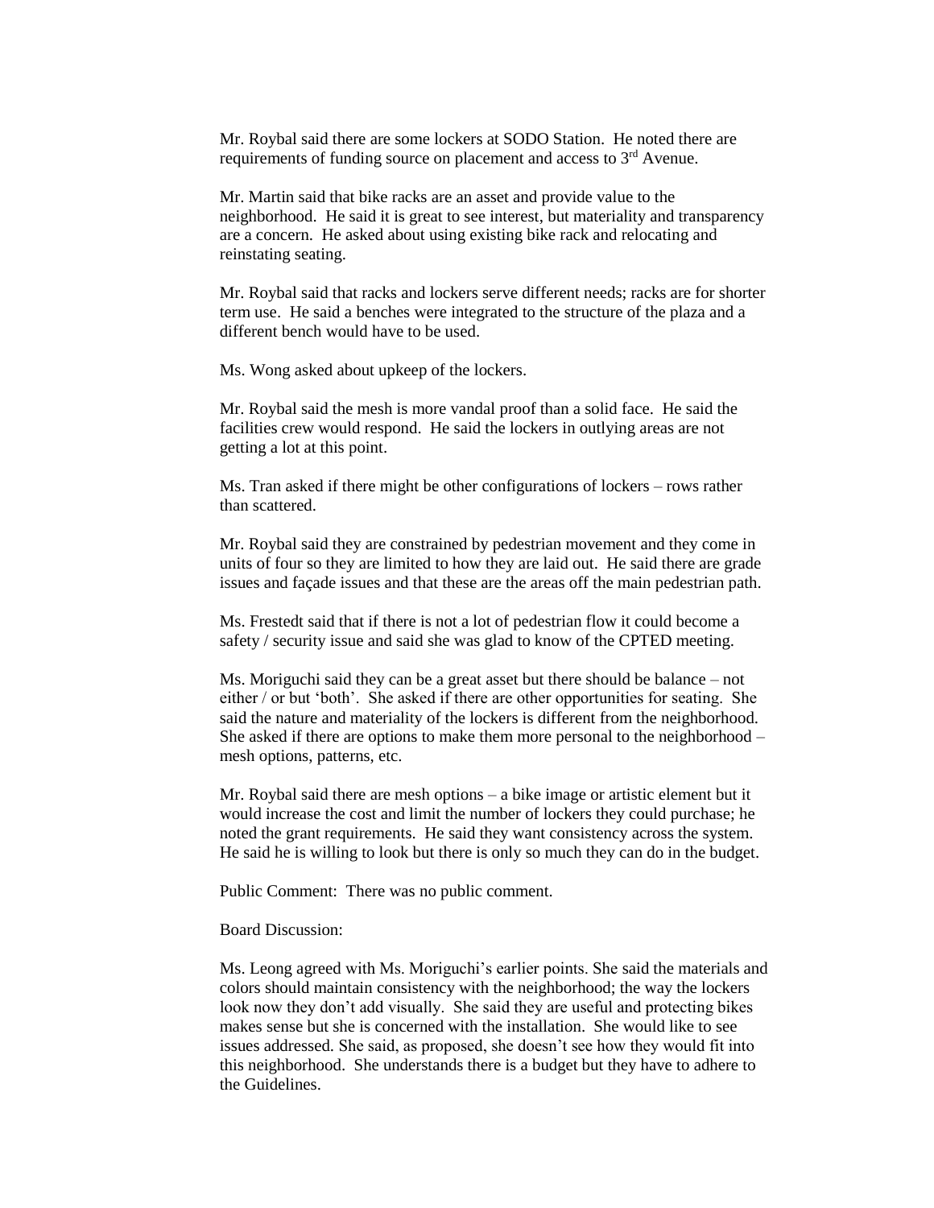Mr. Roybal said there are some lockers at SODO Station. He noted there are requirements of funding source on placement and access to 3rd Avenue.

Mr. Martin said that bike racks are an asset and provide value to the neighborhood. He said it is great to see interest, but materiality and transparency are a concern. He asked about using existing bike rack and relocating and reinstating seating.

Mr. Roybal said that racks and lockers serve different needs; racks are for shorter term use. He said a benches were integrated to the structure of the plaza and a different bench would have to be used.

Ms. Wong asked about upkeep of the lockers.

Mr. Roybal said the mesh is more vandal proof than a solid face. He said the facilities crew would respond. He said the lockers in outlying areas are not getting a lot at this point.

Ms. Tran asked if there might be other configurations of lockers – rows rather than scattered.

Mr. Roybal said they are constrained by pedestrian movement and they come in units of four so they are limited to how they are laid out. He said there are grade issues and façade issues and that these are the areas off the main pedestrian path.

Ms. Frestedt said that if there is not a lot of pedestrian flow it could become a safety / security issue and said she was glad to know of the CPTED meeting.

Ms. Moriguchi said they can be a great asset but there should be balance – not either / or but 'both'. She asked if there are other opportunities for seating. She said the nature and materiality of the lockers is different from the neighborhood. She asked if there are options to make them more personal to the neighborhood – mesh options, patterns, etc.

Mr. Roybal said there are mesh options – a bike image or artistic element but it would increase the cost and limit the number of lockers they could purchase; he noted the grant requirements. He said they want consistency across the system. He said he is willing to look but there is only so much they can do in the budget.

Public Comment: There was no public comment.

Board Discussion:

Ms. Leong agreed with Ms. Moriguchi's earlier points. She said the materials and colors should maintain consistency with the neighborhood; the way the lockers look now they don't add visually. She said they are useful and protecting bikes makes sense but she is concerned with the installation. She would like to see issues addressed. She said, as proposed, she doesn't see how they would fit into this neighborhood. She understands there is a budget but they have to adhere to the Guidelines.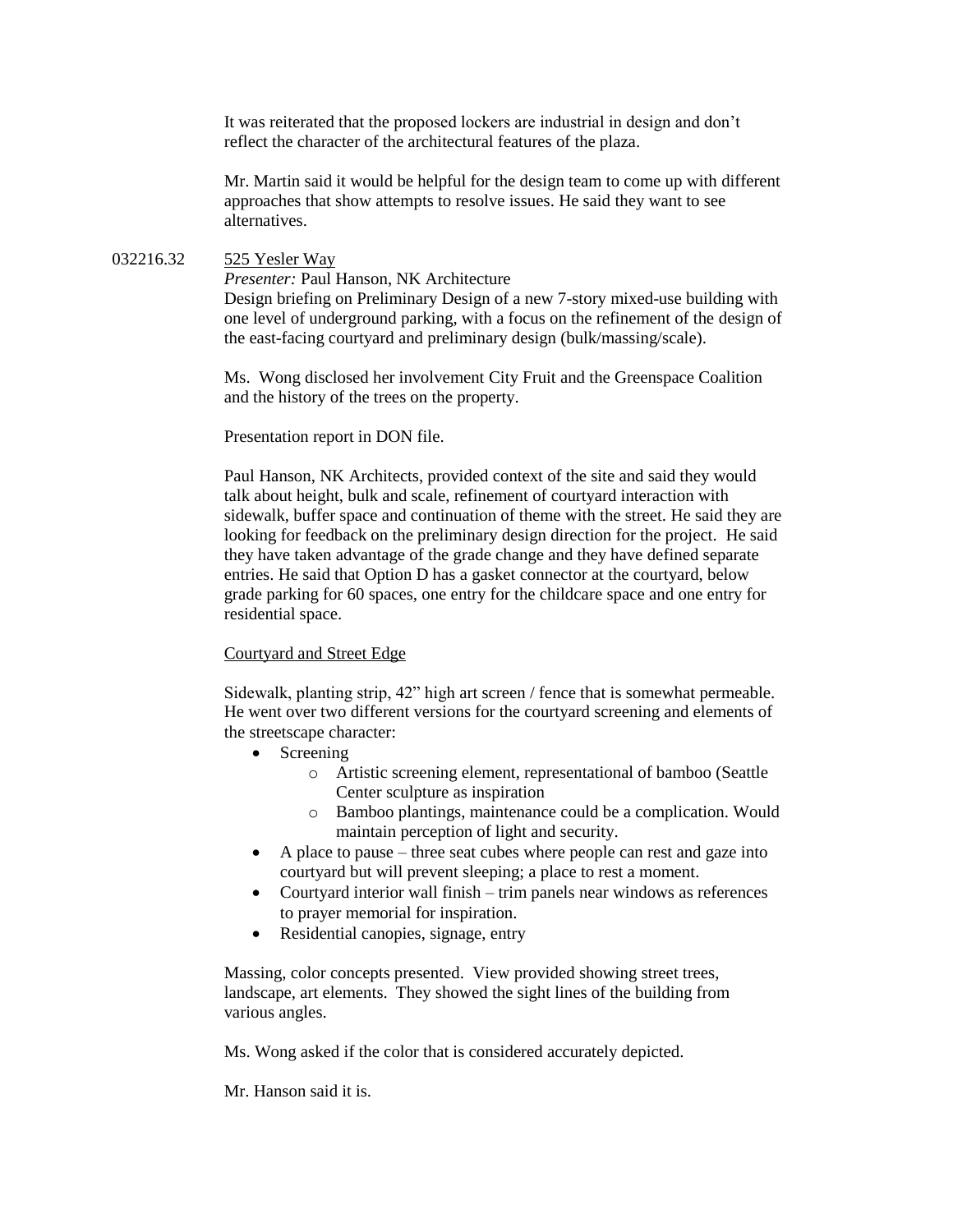It was reiterated that the proposed lockers are industrial in design and don't reflect the character of the architectural features of the plaza.

Mr. Martin said it would be helpful for the design team to come up with different approaches that show attempts to resolve issues. He said they want to see alternatives.

032216.32 525 Yesler Way

*Presenter:* Paul Hanson, NK Architecture
Design briefing on Preliminary Design of a new 7-story mixed-use building with one level of underground parking, with a focus on the refinement of the design of the east-facing courtyard and preliminary design (bulk/massing/scale).

Ms. Wong disclosed her involvement City Fruit and the Greenspace Coalition and the history of the trees on the property.

Presentation report in DON file.

Paul Hanson, NK Architects, provided context of the site and said they would talk about height, bulk and scale, refinement of courtyard interaction with sidewalk, buffer space and continuation of theme with the street. He said they are looking for feedback on the preliminary design direction for the project. He said they have taken advantage of the grade change and they have defined separate entries. He said that Option D has a gasket connector at the courtyard, below grade parking for 60 spaces, one entry for the childcare space and one entry for residential space.

Courtyard and Street Edge

Sidewalk, planting strip, 42" high art screen / fence that is somewhat permeable. He went over two different versions for the courtyard screening and elements of the streetscape character:

- Screening
  - Artistic screening element, representational of bamboo (Seattle Center sculpture as inspiration
  - Bamboo plantings, maintenance could be a complication. Would maintain perception of light and security.
- A place to pause – three seat cubes where people can rest and gaze into courtyard but will prevent sleeping; a place to rest a moment.
- Courtyard interior wall finish – trim panels near windows as references to prayer memorial for inspiration.
- Residential canopies, signage, entry

Massing, color concepts presented. View provided showing street trees, landscape, art elements. They showed the sight lines of the building from various angles.

Ms. Wong asked if the color that is considered accurately depicted.

Mr. Hanson said it is.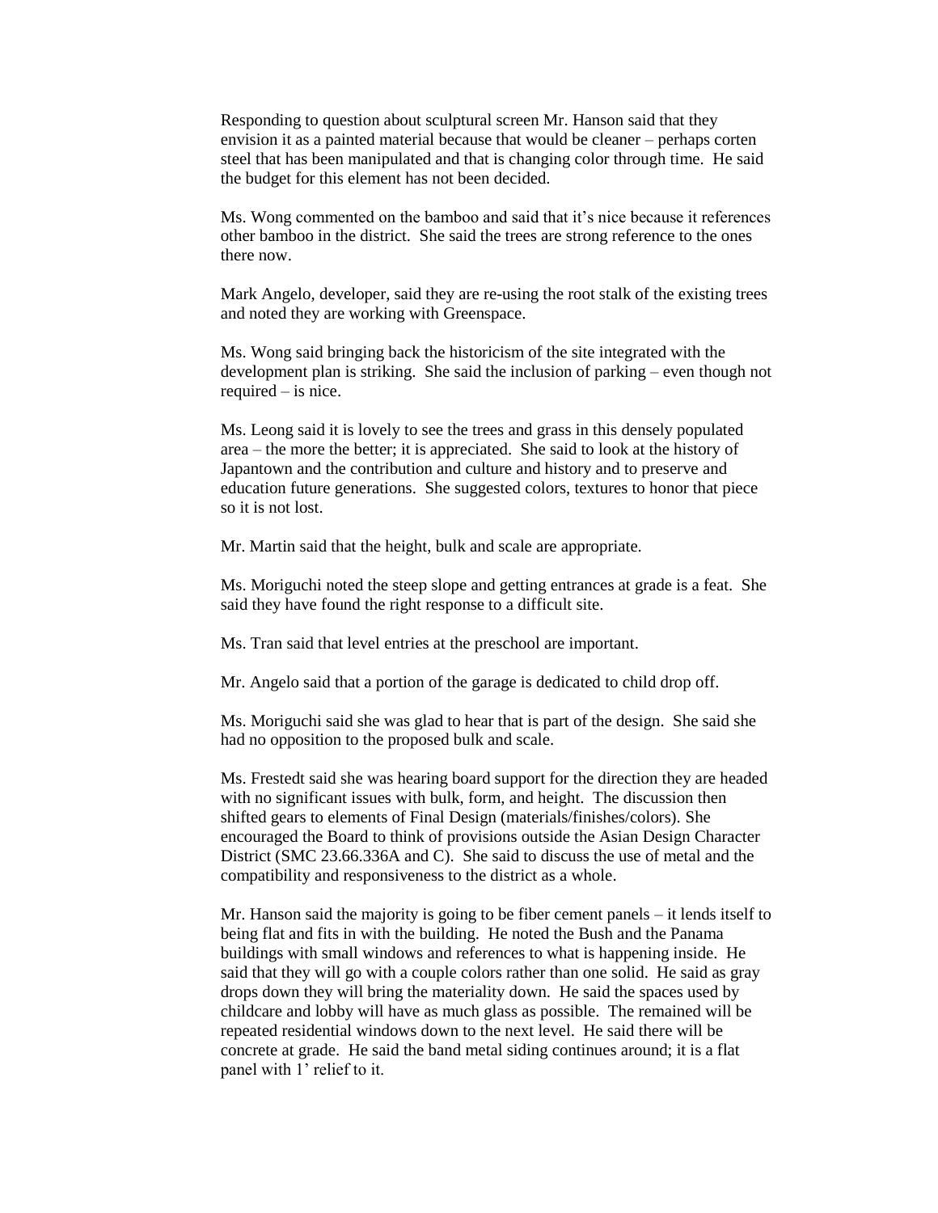Responding to question about sculptural screen Mr. Hanson said that they envision it as a painted material because that would be cleaner – perhaps corten steel that has been manipulated and that is changing color through time. He said the budget for this element has not been decided.

Ms. Wong commented on the bamboo and said that it's nice because it references other bamboo in the district. She said the trees are strong reference to the ones there now.

Mark Angelo, developer, said they are re-using the root stalk of the existing trees and noted they are working with Greenspace.

Ms. Wong said bringing back the historicism of the site integrated with the development plan is striking. She said the inclusion of parking – even though not required – is nice.

Ms. Leong said it is lovely to see the trees and grass in this densely populated area – the more the better; it is appreciated. She said to look at the history of Japantown and the contribution and culture and history and to preserve and education future generations. She suggested colors, textures to honor that piece so it is not lost.

Mr. Martin said that the height, bulk and scale are appropriate.

Ms. Moriguchi noted the steep slope and getting entrances at grade is a feat. She said they have found the right response to a difficult site.

Ms. Tran said that level entries at the preschool are important.

Mr. Angelo said that a portion of the garage is dedicated to child drop off.

Ms. Moriguchi said she was glad to hear that is part of the design. She said she had no opposition to the proposed bulk and scale.

Ms. Frestedt said she was hearing board support for the direction they are headed with no significant issues with bulk, form, and height. The discussion then shifted gears to elements of Final Design (materials/finishes/colors). She encouraged the Board to think of provisions outside the Asian Design Character District (SMC 23.66.336A and C). She said to discuss the use of metal and the compatibility and responsiveness to the district as a whole.

Mr. Hanson said the majority is going to be fiber cement panels – it lends itself to being flat and fits in with the building. He noted the Bush and the Panama buildings with small windows and references to what is happening inside. He said that they will go with a couple colors rather than one solid. He said as gray drops down they will bring the materiality down. He said the spaces used by childcare and lobby will have as much glass as possible. The remained will be repeated residential windows down to the next level. He said there will be concrete at grade. He said the band metal siding continues around; it is a flat panel with 1' relief to it.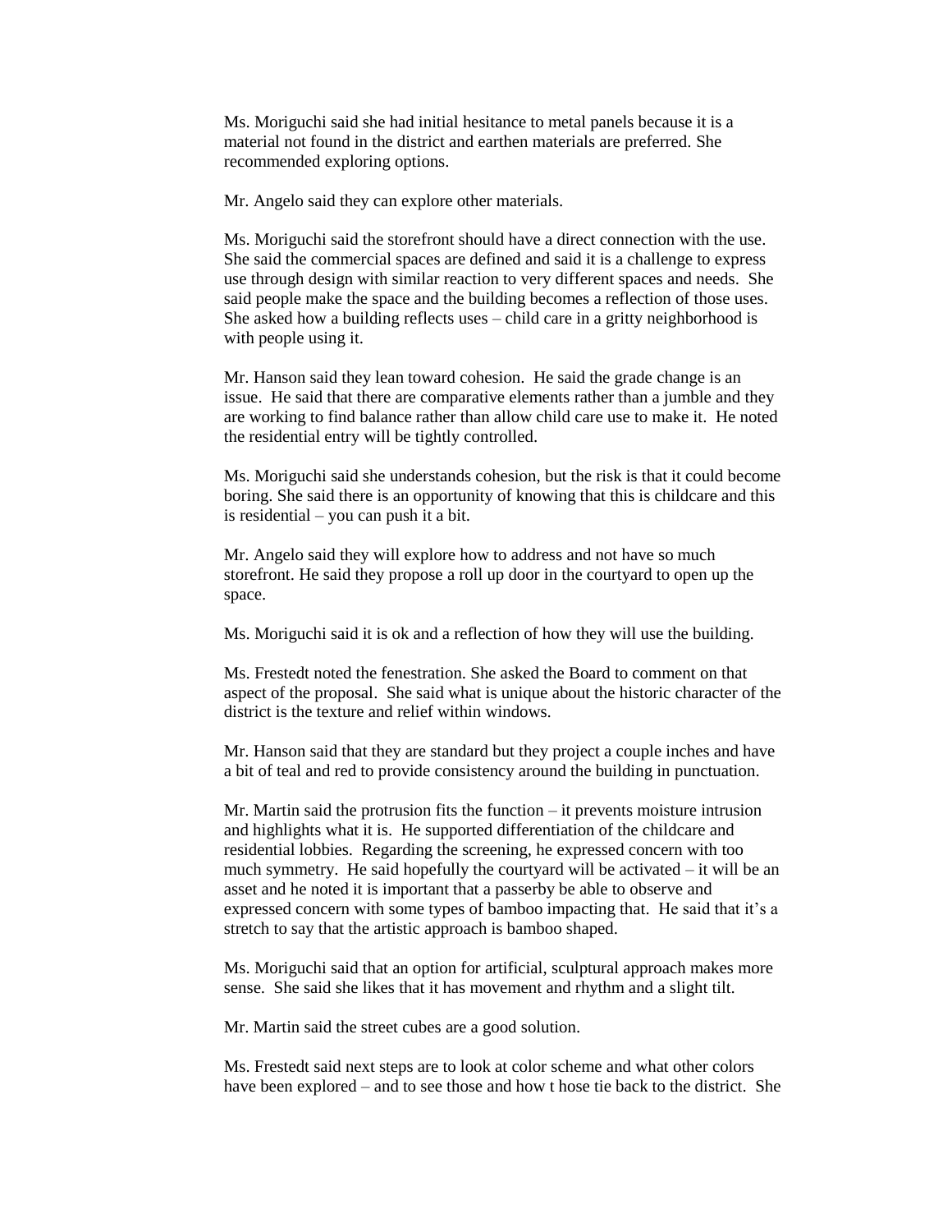Ms. Moriguchi said she had initial hesitance to metal panels because it is a material not found in the district and earthen materials are preferred. She recommended exploring options.

Mr. Angelo said they can explore other materials.

Ms. Moriguchi said the storefront should have a direct connection with the use. She said the commercial spaces are defined and said it is a challenge to express use through design with similar reaction to very different spaces and needs. She said people make the space and the building becomes a reflection of those uses. She asked how a building reflects uses – child care in a gritty neighborhood is with people using it.

Mr. Hanson said they lean toward cohesion. He said the grade change is an issue. He said that there are comparative elements rather than a jumble and they are working to find balance rather than allow child care use to make it. He noted the residential entry will be tightly controlled.

Ms. Moriguchi said she understands cohesion, but the risk is that it could become boring. She said there is an opportunity of knowing that this is childcare and this is residential – you can push it a bit.

Mr. Angelo said they will explore how to address and not have so much storefront. He said they propose a roll up door in the courtyard to open up the space.

Ms. Moriguchi said it is ok and a reflection of how they will use the building.

Ms. Frestedt noted the fenestration. She asked the Board to comment on that aspect of the proposal. She said what is unique about the historic character of the district is the texture and relief within windows.

Mr. Hanson said that they are standard but they project a couple inches and have a bit of teal and red to provide consistency around the building in punctuation.

Mr. Martin said the protrusion fits the function – it prevents moisture intrusion and highlights what it is. He supported differentiation of the childcare and residential lobbies. Regarding the screening, he expressed concern with too much symmetry. He said hopefully the courtyard will be activated – it will be an asset and he noted it is important that a passerby be able to observe and expressed concern with some types of bamboo impacting that. He said that it's a stretch to say that the artistic approach is bamboo shaped.

Ms. Moriguchi said that an option for artificial, sculptural approach makes more sense. She said she likes that it has movement and rhythm and a slight tilt.

Mr. Martin said the street cubes are a good solution.

Ms. Frestedt said next steps are to look at color scheme and what other colors have been explored – and to see those and how t hose tie back to the district. She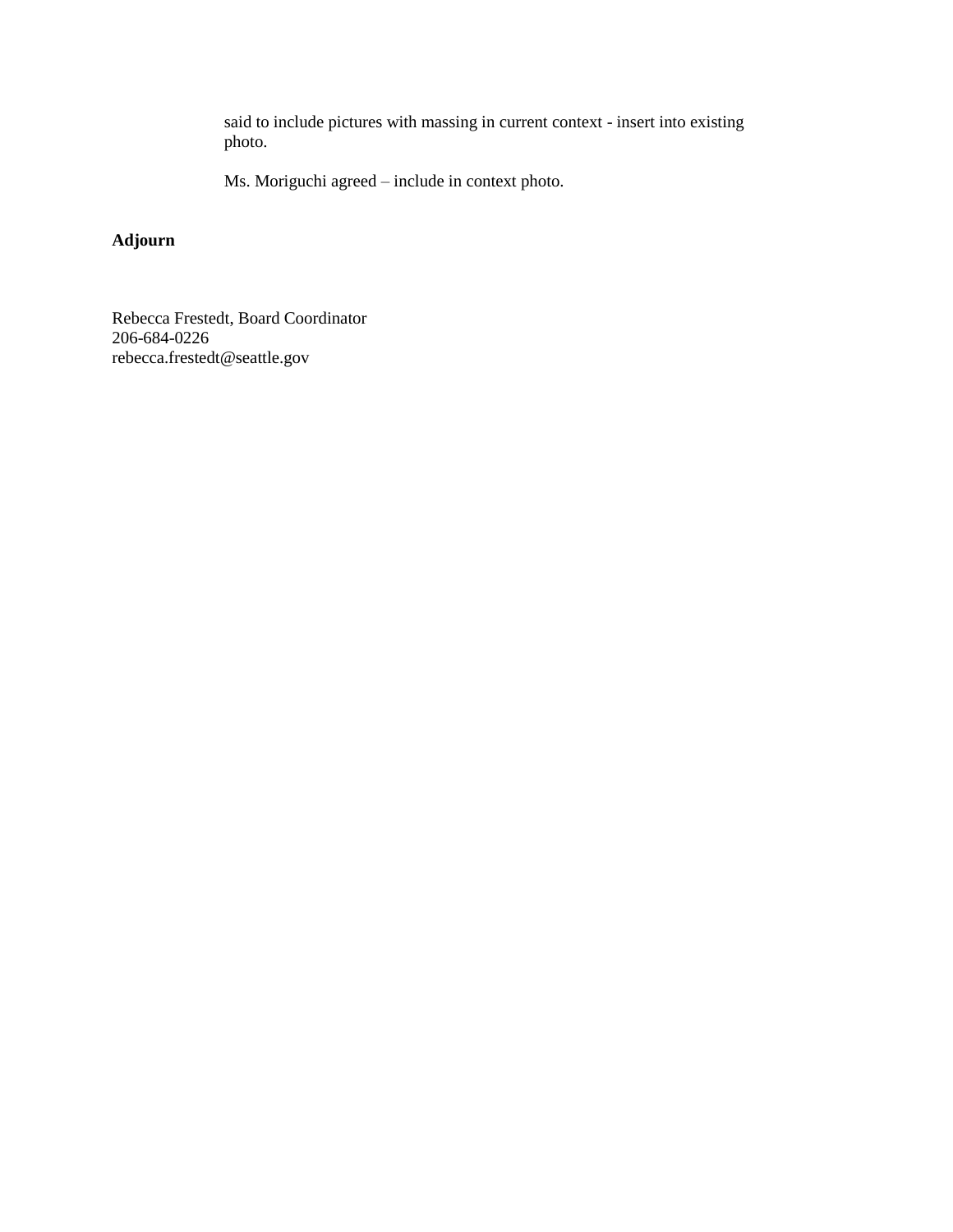said to include pictures with massing in current context - insert into existing photo.

Ms. Moriguchi agreed – include in context photo.

**Adjourn**

Rebecca Frestedt, Board Coordinator
206-684-0226
rebecca.frestedt@seattle.gov